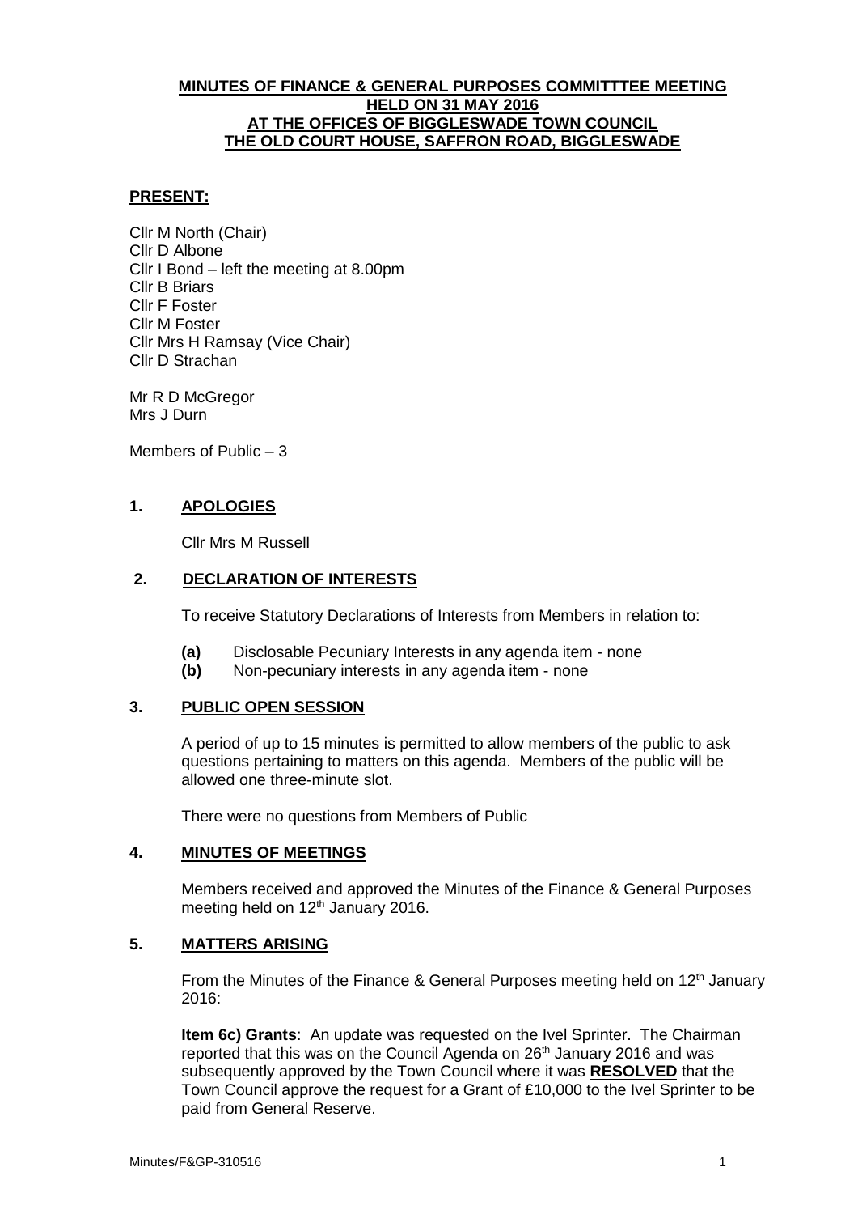# MINUTES OF FINANCE & GENERAL PURPOSES COMMITTTEE MEETING HELD ON 31 MAY 2016 AT THE OFFICES OF BIGGLESWADE TOWN COUNCIL THE OLD COURT HOUSE, SAFFRON ROAD, BIGGLESWADE

## PRESENT:

Cllr M North (Chair)
Cllr D Albone
Cllr I Bond – left the meeting at 8.00pm
Cllr B Briars
Cllr F Foster
Cllr M Foster
Cllr Mrs H Ramsay (Vice Chair)
Cllr D Strachan

Mr R D McGregor
Mrs J Durn

Members of Public – 3

## 1. APOLOGIES

Cllr Mrs M Russell

## 2. DECLARATION OF INTERESTS

To receive Statutory Declarations of Interests from Members in relation to:

**(a)** Disclosable Pecuniary Interests in any agenda item - none
**(b)** Non-pecuniary interests in any agenda item - none

## 3. PUBLIC OPEN SESSION

A period of up to 15 minutes is permitted to allow members of the public to ask questions pertaining to matters on this agenda. Members of the public will be allowed one three-minute slot.

There were no questions from Members of Public

## 4. MINUTES OF MEETINGS

Members received and approved the Minutes of the Finance & General Purposes meeting held on 12th January 2016.

## 5. MATTERS ARISING

From the Minutes of the Finance & General Purposes meeting held on 12th January 2016:

**Item 6c) Grants**: An update was requested on the Ivel Sprinter. The Chairman reported that this was on the Council Agenda on 26th January 2016 and was subsequently approved by the Town Council where it was **RESOLVED** that the Town Council approve the request for a Grant of £10,000 to the Ivel Sprinter to be paid from General Reserve.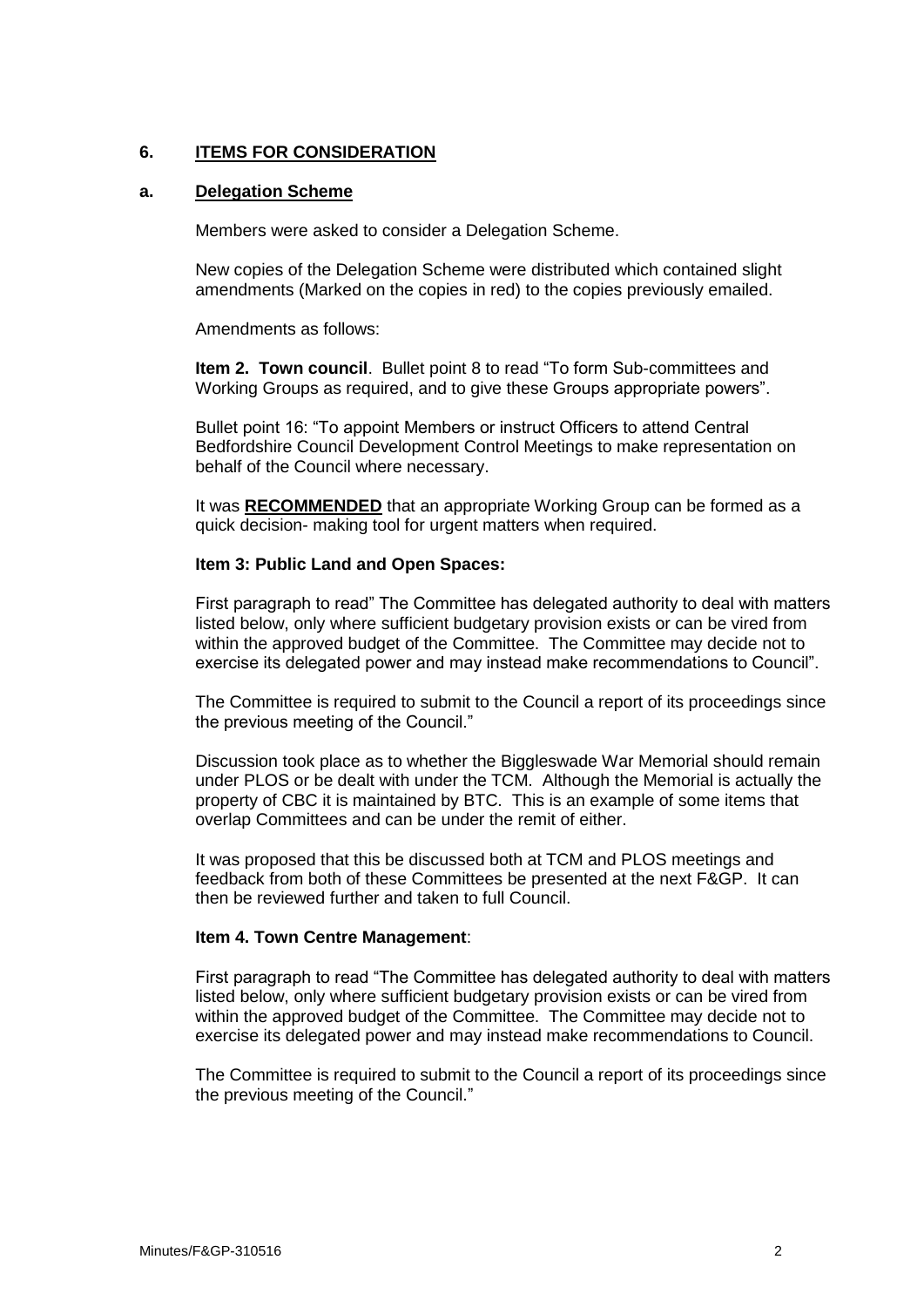## 6. ITEMS FOR CONSIDERATION

### a. Delegation Scheme

Members were asked to consider a Delegation Scheme.

New copies of the Delegation Scheme were distributed which contained slight amendments (Marked on the copies in red) to the copies previously emailed.

Amendments as follows:

**Item 2. Town council**. Bullet point 8 to read "To form Sub-committees and Working Groups as required, and to give these Groups appropriate powers".

Bullet point 16: "To appoint Members or instruct Officers to attend Central Bedfordshire Council Development Control Meetings to make representation on behalf of the Council where necessary.

It was **RECOMMENDED** that an appropriate Working Group can be formed as a quick decision- making tool for urgent matters when required.

**Item 3: Public Land and Open Spaces:**

First paragraph to read" The Committee has delegated authority to deal with matters listed below, only where sufficient budgetary provision exists or can be vired from within the approved budget of the Committee. The Committee may decide not to exercise its delegated power and may instead make recommendations to Council".

The Committee is required to submit to the Council a report of its proceedings since the previous meeting of the Council."

Discussion took place as to whether the Biggleswade War Memorial should remain under PLOS or be dealt with under the TCM. Although the Memorial is actually the property of CBC it is maintained by BTC. This is an example of some items that overlap Committees and can be under the remit of either.

It was proposed that this be discussed both at TCM and PLOS meetings and feedback from both of these Committees be presented at the next F&GP. It can then be reviewed further and taken to full Council.

**Item 4. Town Centre Management**:

First paragraph to read "The Committee has delegated authority to deal with matters listed below, only where sufficient budgetary provision exists or can be vired from within the approved budget of the Committee. The Committee may decide not to exercise its delegated power and may instead make recommendations to Council.

The Committee is required to submit to the Council a report of its proceedings since the previous meeting of the Council."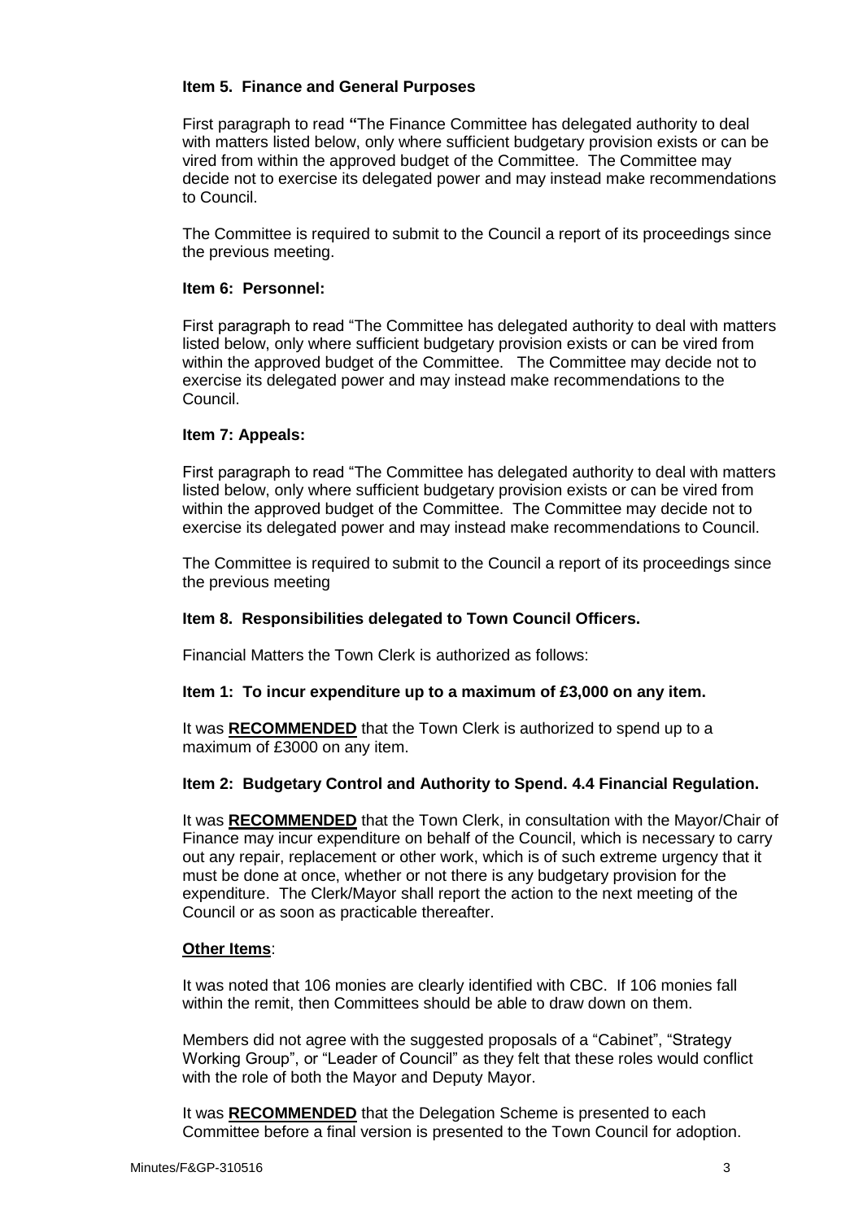### Item 5. Finance and General Purposes

First paragraph to read **"**The Finance Committee has delegated authority to deal with matters listed below, only where sufficient budgetary provision exists or can be vired from within the approved budget of the Committee. The Committee may decide not to exercise its delegated power and may instead make recommendations to Council.

The Committee is required to submit to the Council a report of its proceedings since the previous meeting.

### Item 6: Personnel:

First paragraph to read "The Committee has delegated authority to deal with matters listed below, only where sufficient budgetary provision exists or can be vired from within the approved budget of the Committee. The Committee may decide not to exercise its delegated power and may instead make recommendations to the Council.

### Item 7: Appeals:

First paragraph to read "The Committee has delegated authority to deal with matters listed below, only where sufficient budgetary provision exists or can be vired from within the approved budget of the Committee. The Committee may decide not to exercise its delegated power and may instead make recommendations to Council.

The Committee is required to submit to the Council a report of its proceedings since the previous meeting

### Item 8. Responsibilities delegated to Town Council Officers.

Financial Matters the Town Clerk is authorized as follows:

**Item 1: To incur expenditure up to a maximum of £3,000 on any item.**

It was **RECOMMENDED** that the Town Clerk is authorized to spend up to a maximum of £3000 on any item.

**Item 2: Budgetary Control and Authority to Spend. 4.4 Financial Regulation.**

It was **RECOMMENDED** that the Town Clerk, in consultation with the Mayor/Chair of Finance may incur expenditure on behalf of the Council, which is necessary to carry out any repair, replacement or other work, which is of such extreme urgency that it must be done at once, whether or not there is any budgetary provision for the expenditure. The Clerk/Mayor shall report the action to the next meeting of the Council or as soon as practicable thereafter.

**Other Items**:

It was noted that 106 monies are clearly identified with CBC. If 106 monies fall within the remit, then Committees should be able to draw down on them.

Members did not agree with the suggested proposals of a "Cabinet", "Strategy Working Group", or "Leader of Council" as they felt that these roles would conflict with the role of both the Mayor and Deputy Mayor.

It was **RECOMMENDED** that the Delegation Scheme is presented to each Committee before a final version is presented to the Town Council for adoption.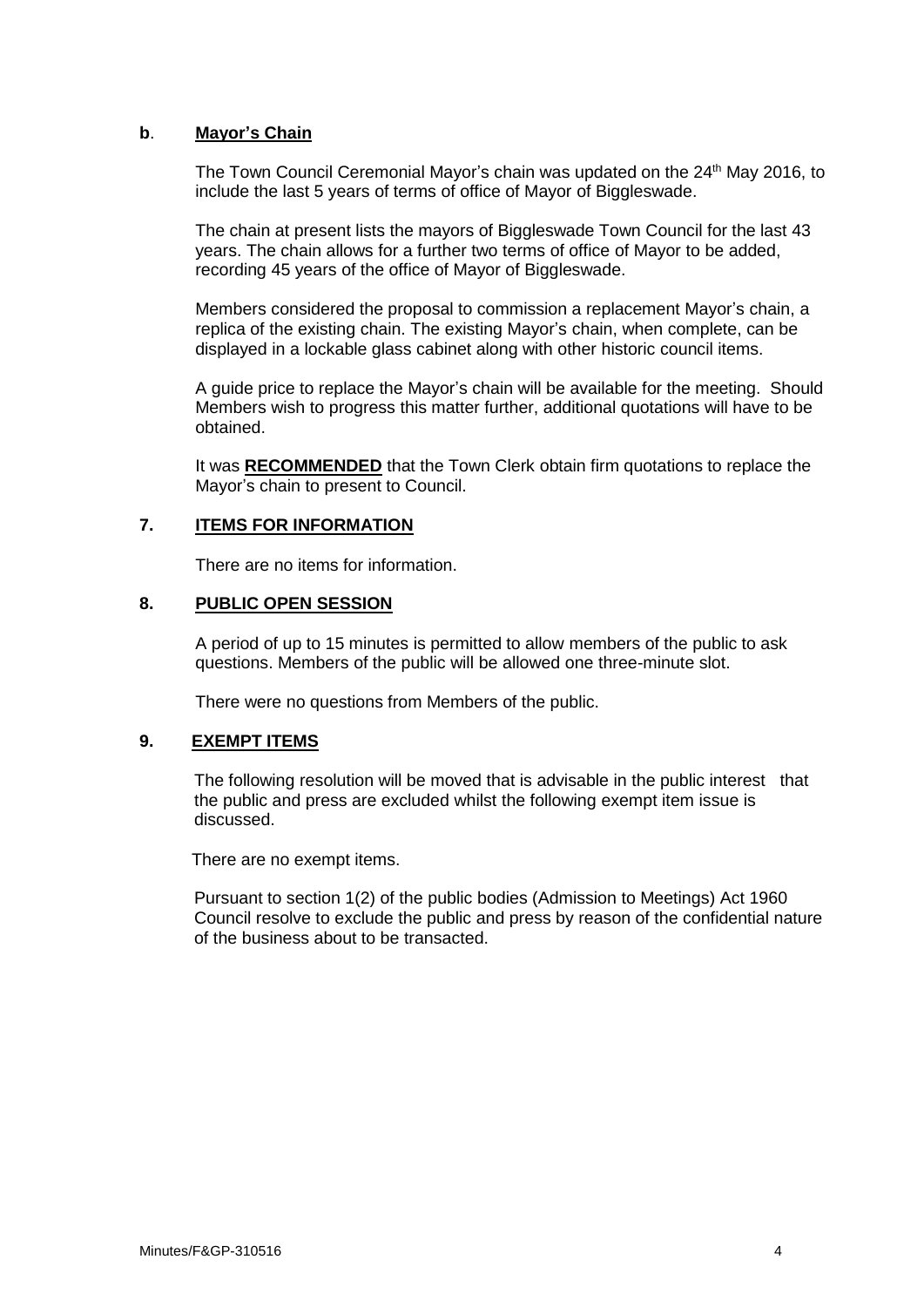**b**. **Mayor's Chain**

The Town Council Ceremonial Mayor's chain was updated on the 24th May 2016, to include the last 5 years of terms of office of Mayor of Biggleswade.

The chain at present lists the mayors of Biggleswade Town Council for the last 43 years. The chain allows for a further two terms of office of Mayor to be added, recording 45 years of the office of Mayor of Biggleswade.

Members considered the proposal to commission a replacement Mayor's chain, a replica of the existing chain. The existing Mayor's chain, when complete, can be displayed in a lockable glass cabinet along with other historic council items.

A guide price to replace the Mayor's chain will be available for the meeting. Should Members wish to progress this matter further, additional quotations will have to be obtained.

It was **RECOMMENDED** that the Town Clerk obtain firm quotations to replace the Mayor's chain to present to Council.

## 7. ITEMS FOR INFORMATION

There are no items for information.

## 8. PUBLIC OPEN SESSION

A period of up to 15 minutes is permitted to allow members of the public to ask questions. Members of the public will be allowed one three-minute slot.

There were no questions from Members of the public.

## 9. EXEMPT ITEMS

The following resolution will be moved that is advisable in the public interest that the public and press are excluded whilst the following exempt item issue is discussed.

There are no exempt items.

Pursuant to section 1(2) of the public bodies (Admission to Meetings) Act 1960 Council resolve to exclude the public and press by reason of the confidential nature of the business about to be transacted.